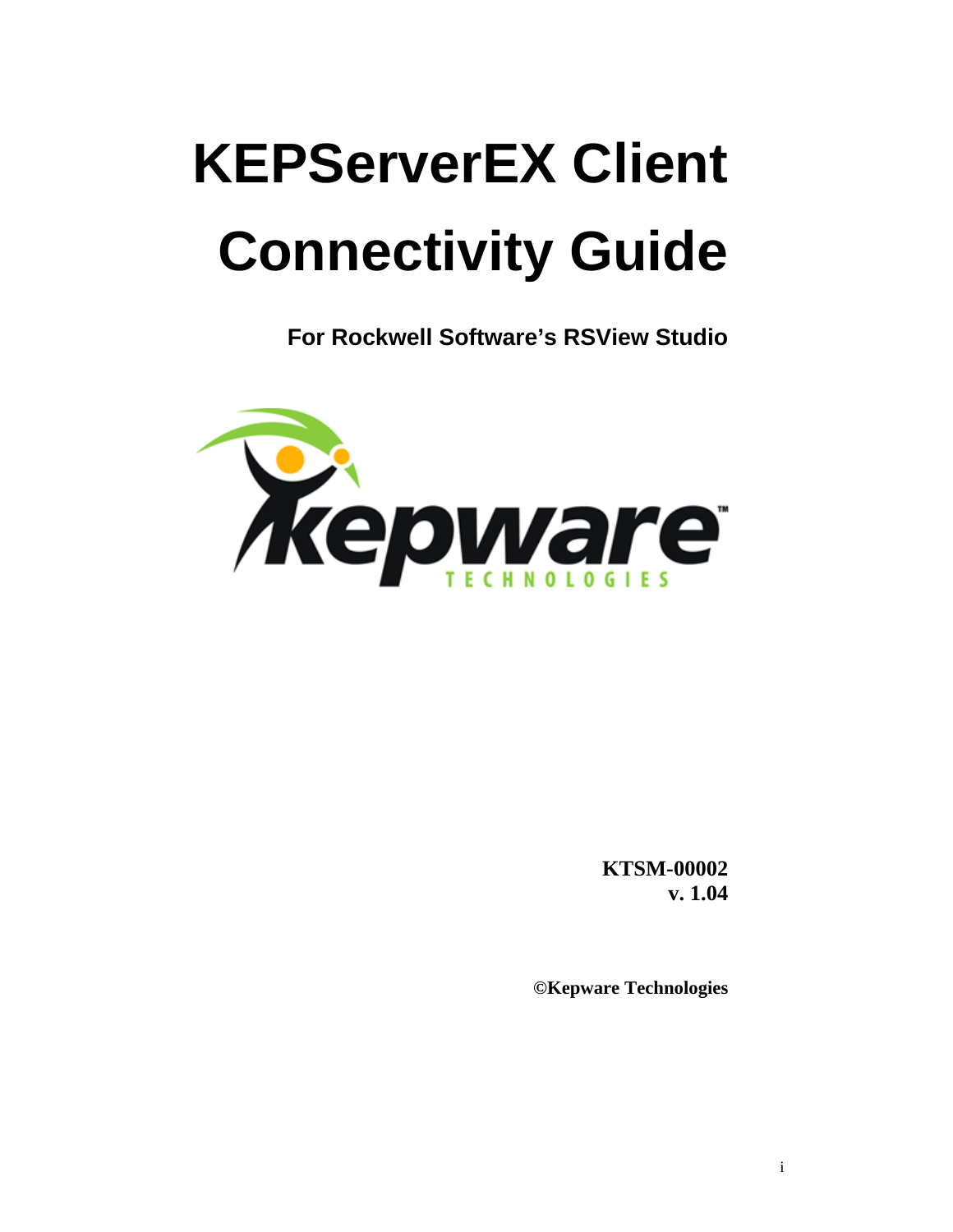# KEPServerEX Client Connectivity Guide

**For Rockwell Software's RSView Studio**

**KTSM-00002**
**v. 1.04**

**©Kepware Technologies**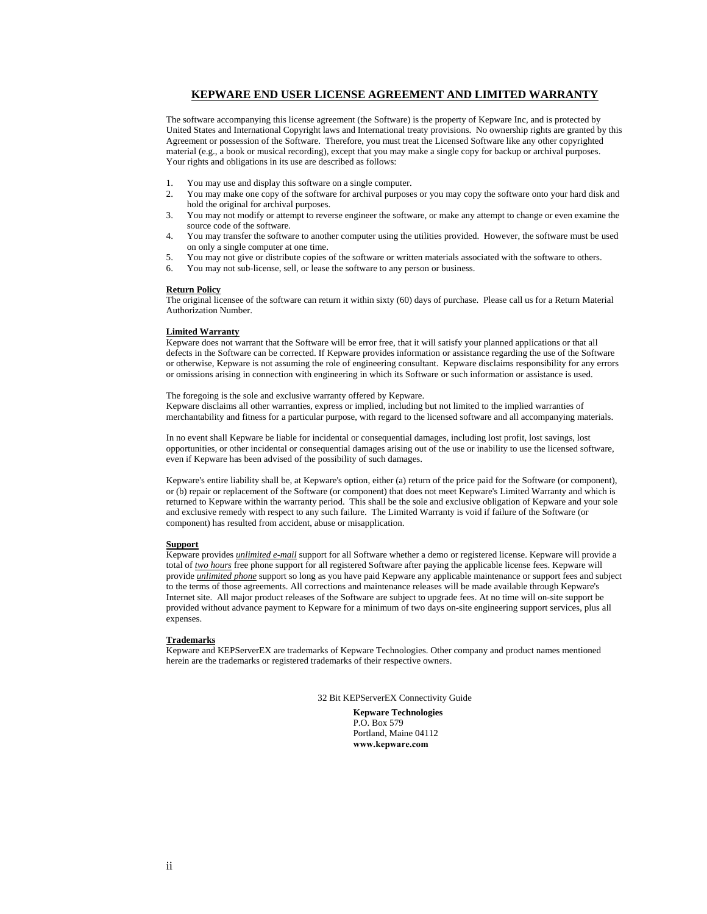# KEPWARE END USER LICENSE AGREEMENT AND LIMITED WARRANTY

The software accompanying this license agreement (the Software) is the property of Kepware Inc, and is protected by United States and International Copyright laws and International treaty provisions. No ownership rights are granted by this Agreement or possession of the Software. Therefore, you must treat the Licensed Software like any other copyrighted material (e.g., a book or musical recording), except that you may make a single copy for backup or archival purposes. Your rights and obligations in its use are described as follows:

1. You may use and display this software on a single computer.
2. You may make one copy of the software for archival purposes or you may copy the software onto your hard disk and hold the original for archival purposes.
3. You may not modify or attempt to reverse engineer the software, or make any attempt to change or even examine the source code of the software.
4. You may transfer the software to another computer using the utilities provided. However, the software must be used on only a single computer at one time.
5. You may not give or distribute copies of the software or written materials associated with the software to others.
6. You may not sub-license, sell, or lease the software to any person or business.

**Return Policy**

The original licensee of the software can return it within sixty (60) days of purchase. Please call us for a Return Material Authorization Number.

**Limited Warranty**

Kepware does not warrant that the Software will be error free, that it will satisfy your planned applications or that all defects in the Software can be corrected. If Kepware provides information or assistance regarding the use of the Software or otherwise, Kepware is not assuming the role of engineering consultant. Kepware disclaims responsibility for any errors or omissions arising in connection with engineering in which its Software or such information or assistance is used.

The foregoing is the sole and exclusive warranty offered by Kepware.
Kepware disclaims all other warranties, express or implied, including but not limited to the implied warranties of merchantability and fitness for a particular purpose, with regard to the licensed software and all accompanying materials.

In no event shall Kepware be liable for incidental or consequential damages, including lost profit, lost savings, lost opportunities, or other incidental or consequential damages arising out of the use or inability to use the licensed software, even if Kepware has been advised of the possibility of such damages.

Kepware's entire liability shall be, at Kepware's option, either (a) return of the price paid for the Software (or component), or (b) repair or replacement of the Software (or component) that does not meet Kepware's Limited Warranty and which is returned to Kepware within the warranty period. This shall be the sole and exclusive obligation of Kepware and your sole and exclusive remedy with respect to any such failure. The Limited Warranty is void if failure of the Software (or component) has resulted from accident, abuse or misapplication.

**Support**

Kepware provides ***unlimited e-mail*** support for all Software whether a demo or registered license. Kepware will provide a total of ***two hours*** free phone support for all registered Software after paying the applicable license fees. Kepware will provide ***unlimited phone*** support so long as you have paid Kepware any applicable maintenance or support fees and subject to the terms of those agreements. All corrections and maintenance releases will be made available through Kepware's Internet site. All major product releases of the Software are subject to upgrade fees. At no time will on-site support be provided without advance payment to Kepware for a minimum of two days on-site engineering support services, plus all expenses.

**Trademarks**

Kepware and KEPServerEX are trademarks of Kepware Technologies. Other company and product names mentioned herein are the trademarks or registered trademarks of their respective owners.

32 Bit KEPServerEX Connectivity Guide

**Kepware Technologies**
P.O. Box 579
Portland, Maine 04112
**www.kepware.com**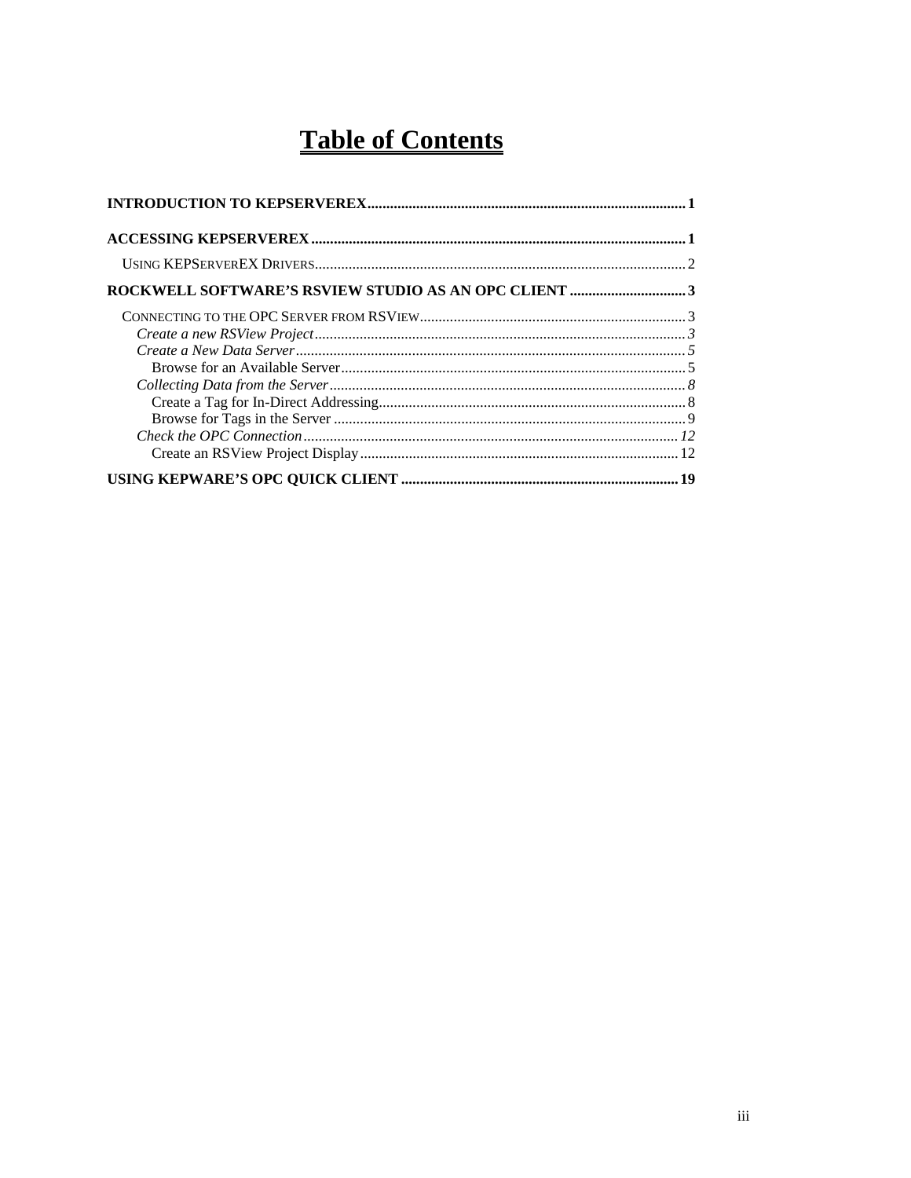# Table of Contents

**INTRODUCTION TO KEPSERVEREX** ........ 1

**ACCESSING KEPSERVEREX** ........ 1

- USING KEPSERVEREX DRIVERS ........ 2

**ROCKWELL SOFTWARE'S RSVIEW STUDIO AS AN OPC CLIENT** ........ 3

- CONNECTING TO THE OPC SERVER FROM RSVIEW ........ 3
  - *Create a new RSView Project* ........ *3*
  - *Create a New Data Server* ........ *5*
    - Browse for an Available Server ........ 5
  - *Collecting Data from the Server* ........ *8*
    - Create a Tag for In-Direct Addressing ........ 8
    - Browse for Tags in the Server ........ 9
  - *Check the OPC Connection* ........ *12*
    - Create an RSView Project Display ........ 12

**USING KEPWARE'S OPC QUICK CLIENT** ........ 19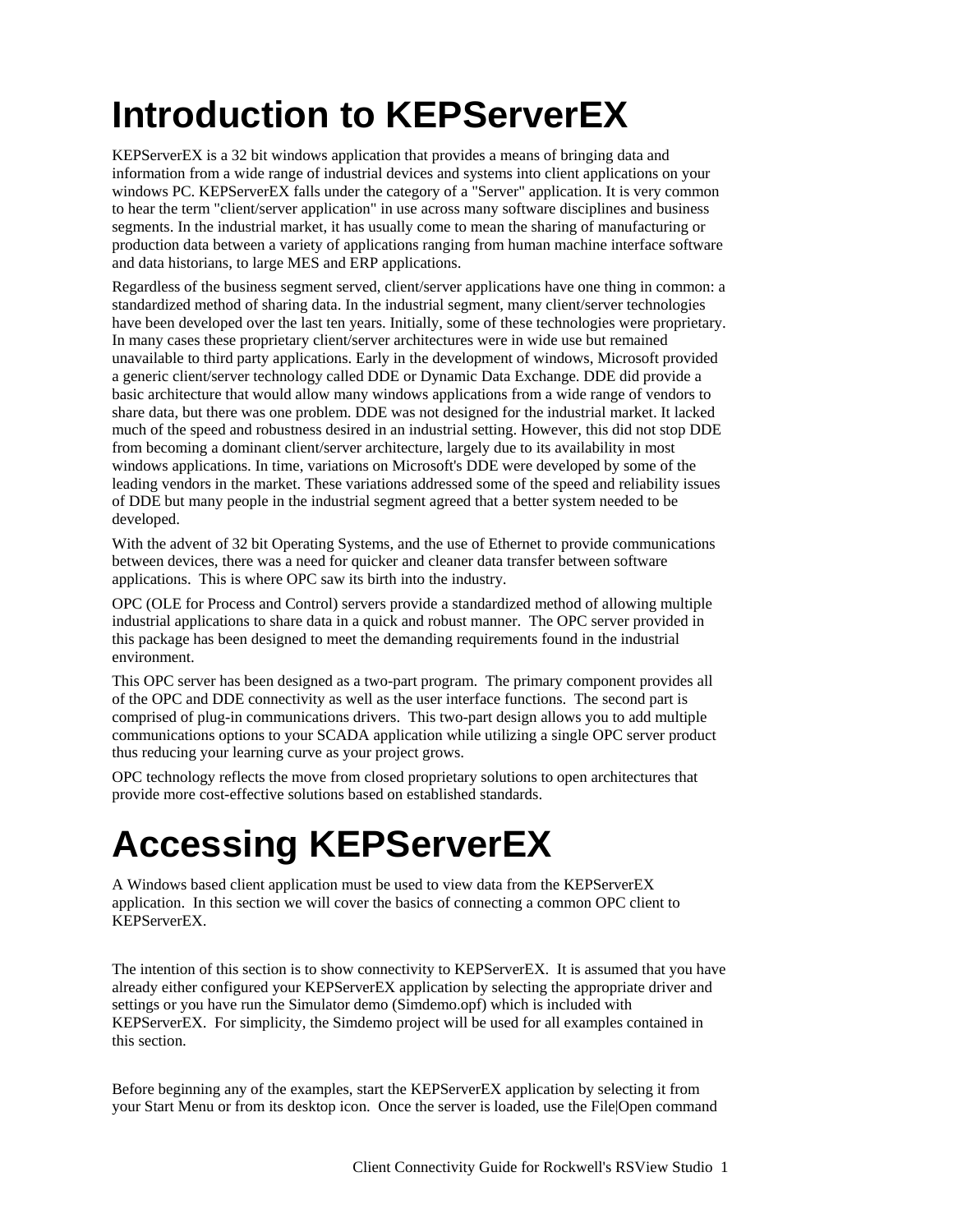# Introduction to KEPServerEX

KEPServerEX is a 32 bit windows application that provides a means of bringing data and information from a wide range of industrial devices and systems into client applications on your windows PC. KEPServerEX falls under the category of a "Server" application. It is very common to hear the term "client/server application" in use across many software disciplines and business segments. In the industrial market, it has usually come to mean the sharing of manufacturing or production data between a variety of applications ranging from human machine interface software and data historians, to large MES and ERP applications.

Regardless of the business segment served, client/server applications have one thing in common: a standardized method of sharing data. In the industrial segment, many client/server technologies have been developed over the last ten years. Initially, some of these technologies were proprietary. In many cases these proprietary client/server architectures were in wide use but remained unavailable to third party applications. Early in the development of windows, Microsoft provided a generic client/server technology called DDE or Dynamic Data Exchange. DDE did provide a basic architecture that would allow many windows applications from a wide range of vendors to share data, but there was one problem. DDE was not designed for the industrial market. It lacked much of the speed and robustness desired in an industrial setting. However, this did not stop DDE from becoming a dominant client/server architecture, largely due to its availability in most windows applications. In time, variations on Microsoft's DDE were developed by some of the leading vendors in the market. These variations addressed some of the speed and reliability issues of DDE but many people in the industrial segment agreed that a better system needed to be developed.

With the advent of 32 bit Operating Systems, and the use of Ethernet to provide communications between devices, there was a need for quicker and cleaner data transfer between software applications. This is where OPC saw its birth into the industry.

OPC (OLE for Process and Control) servers provide a standardized method of allowing multiple industrial applications to share data in a quick and robust manner. The OPC server provided in this package has been designed to meet the demanding requirements found in the industrial environment.

This OPC server has been designed as a two-part program. The primary component provides all of the OPC and DDE connectivity as well as the user interface functions. The second part is comprised of plug-in communications drivers. This two-part design allows you to add multiple communications options to your SCADA application while utilizing a single OPC server product thus reducing your learning curve as your project grows.

OPC technology reflects the move from closed proprietary solutions to open architectures that provide more cost-effective solutions based on established standards.

# Accessing KEPServerEX

A Windows based client application must be used to view data from the KEPServerEX application. In this section we will cover the basics of connecting a common OPC client to KEPServerEX.

The intention of this section is to show connectivity to KEPServerEX. It is assumed that you have already either configured your KEPServerEX application by selecting the appropriate driver and settings or you have run the Simulator demo (Simdemo.opf) which is included with KEPServerEX. For simplicity, the Simdemo project will be used for all examples contained in this section.

Before beginning any of the examples, start the KEPServerEX application by selecting it from your Start Menu or from its desktop icon. Once the server is loaded, use the File|Open command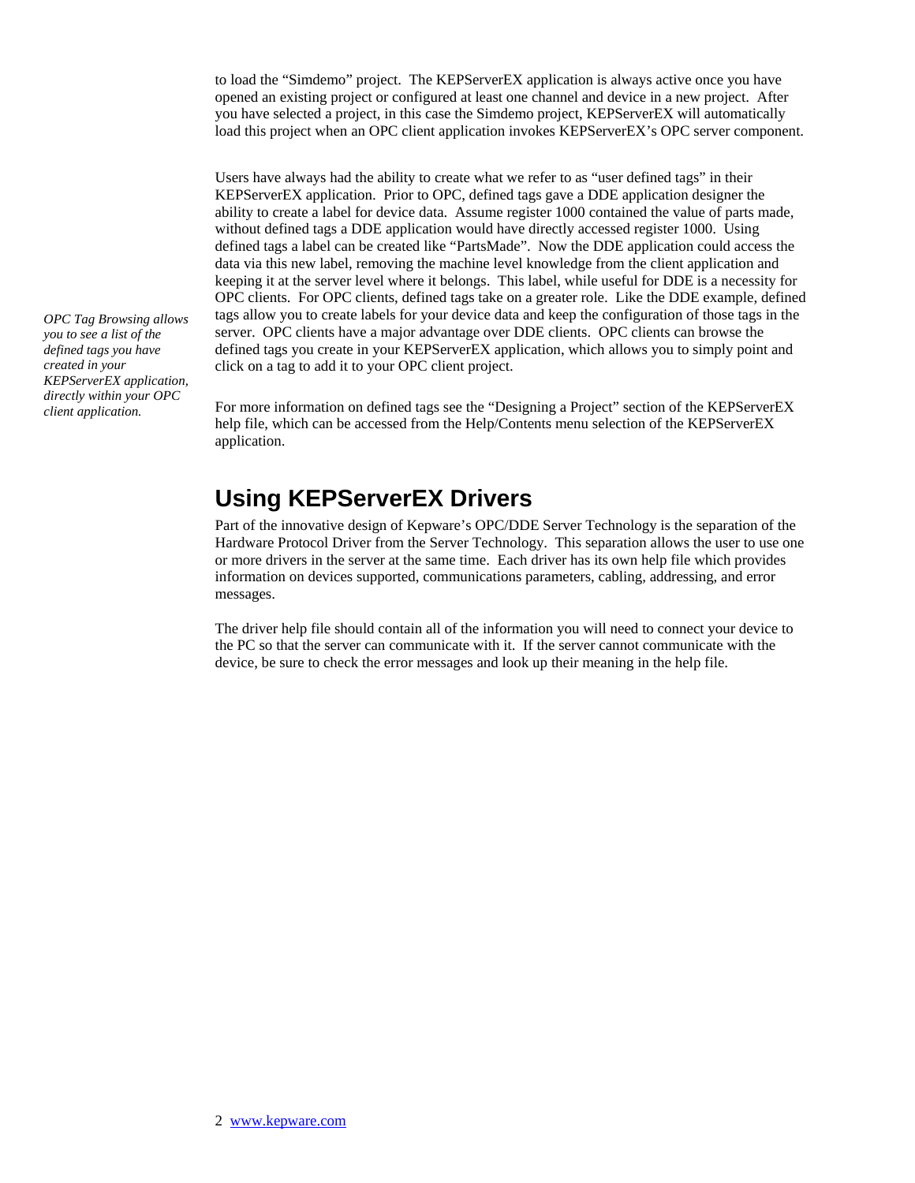to load the "Simdemo" project. The KEPServerEX application is always active once you have opened an existing project or configured at least one channel and device in a new project. After you have selected a project, in this case the Simdemo project, KEPServerEX will automatically load this project when an OPC client application invokes KEPServerEX's OPC server component.

Users have always had the ability to create what we refer to as "user defined tags" in their KEPServerEX application. Prior to OPC, defined tags gave a DDE application designer the ability to create a label for device data. Assume register 1000 contained the value of parts made, without defined tags a DDE application would have directly accessed register 1000. Using defined tags a label can be created like "PartsMade". Now the DDE application could access the data via this new label, removing the machine level knowledge from the client application and keeping it at the server level where it belongs. This label, while useful for DDE is a necessity for OPC clients. For OPC clients, defined tags take on a greater role. Like the DDE example, defined tags allow you to create labels for your device data and keep the configuration of those tags in the server. OPC clients have a major advantage over DDE clients. OPC clients can browse the defined tags you create in your KEPServerEX application, which allows you to simply point and click on a tag to add it to your OPC client project.

*OPC Tag Browsing allows you to see a list of the defined tags you have created in your KEPServerEX application, directly within your OPC client application.*

For more information on defined tags see the "Designing a Project" section of the KEPServerEX help file, which can be accessed from the Help/Contents menu selection of the KEPServerEX application.

## Using KEPServerEX Drivers

Part of the innovative design of Kepware's OPC/DDE Server Technology is the separation of the Hardware Protocol Driver from the Server Technology. This separation allows the user to use one or more drivers in the server at the same time. Each driver has its own help file which provides information on devices supported, communications parameters, cabling, addressing, and error messages.

The driver help file should contain all of the information you will need to connect your device to the PC so that the server can communicate with it. If the server cannot communicate with the device, be sure to check the error messages and look up their meaning in the help file.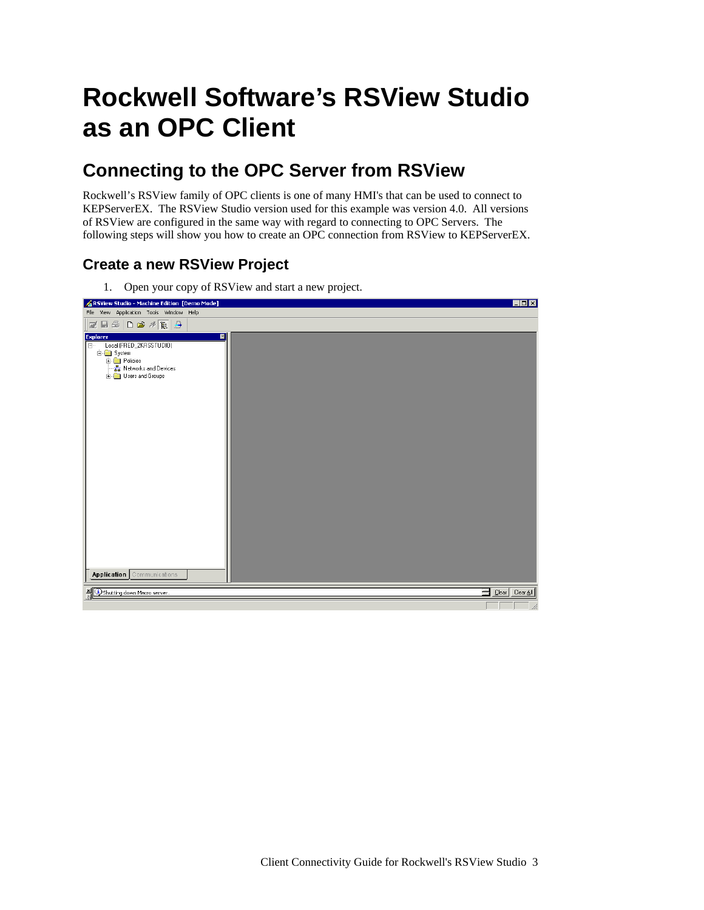# Rockwell Software's RSView Studio as an OPC Client

## Connecting to the OPC Server from RSView

Rockwell's RSView family of OPC clients is one of many HMI's that can be used to connect to KEPServerEX. The RSView Studio version used for this example was version 4.0. All versions of RSView are configured in the same way with regard to connecting to OPC Servers. The following steps will show you how to create an OPC connection from RSView to KEPServerEX.

### Create a new RSView Project

1. Open your copy of RSView and start a new project.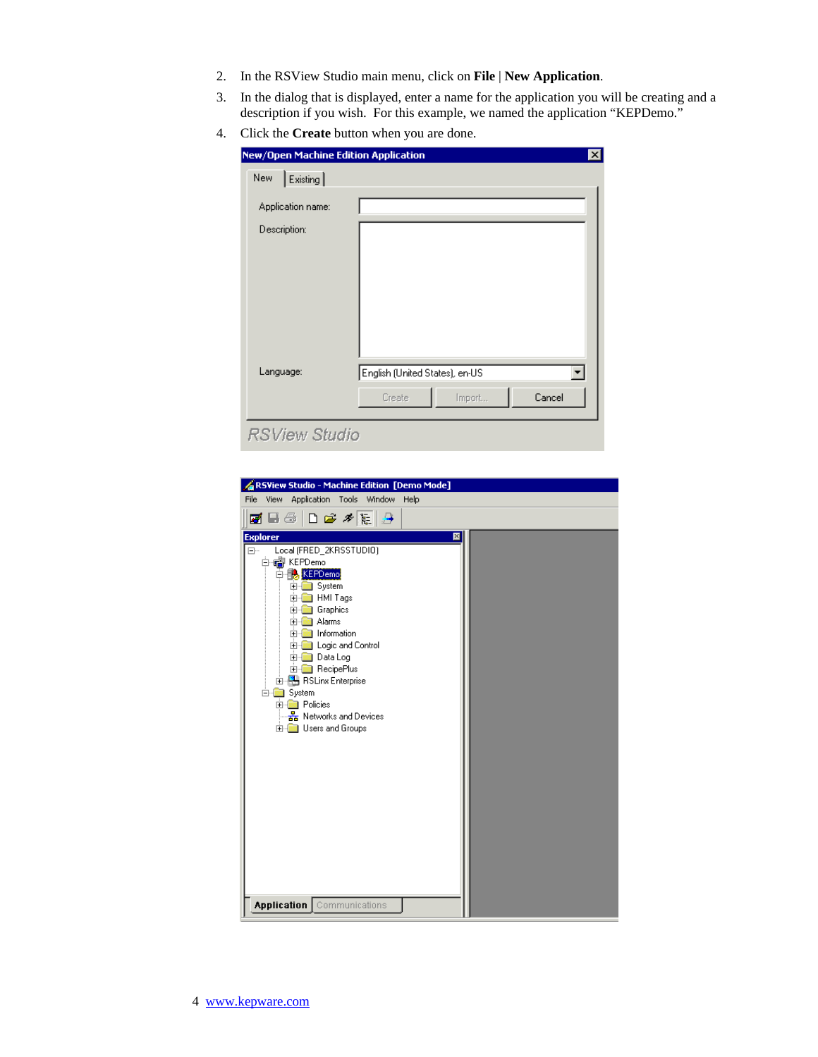2. In the RSView Studio main menu, click on **File** | **New Application**.
3. In the dialog that is displayed, enter a name for the application you will be creating and a description if you wish. For this example, we named the application "KEPDemo."
4. Click the **Create** button when you are done.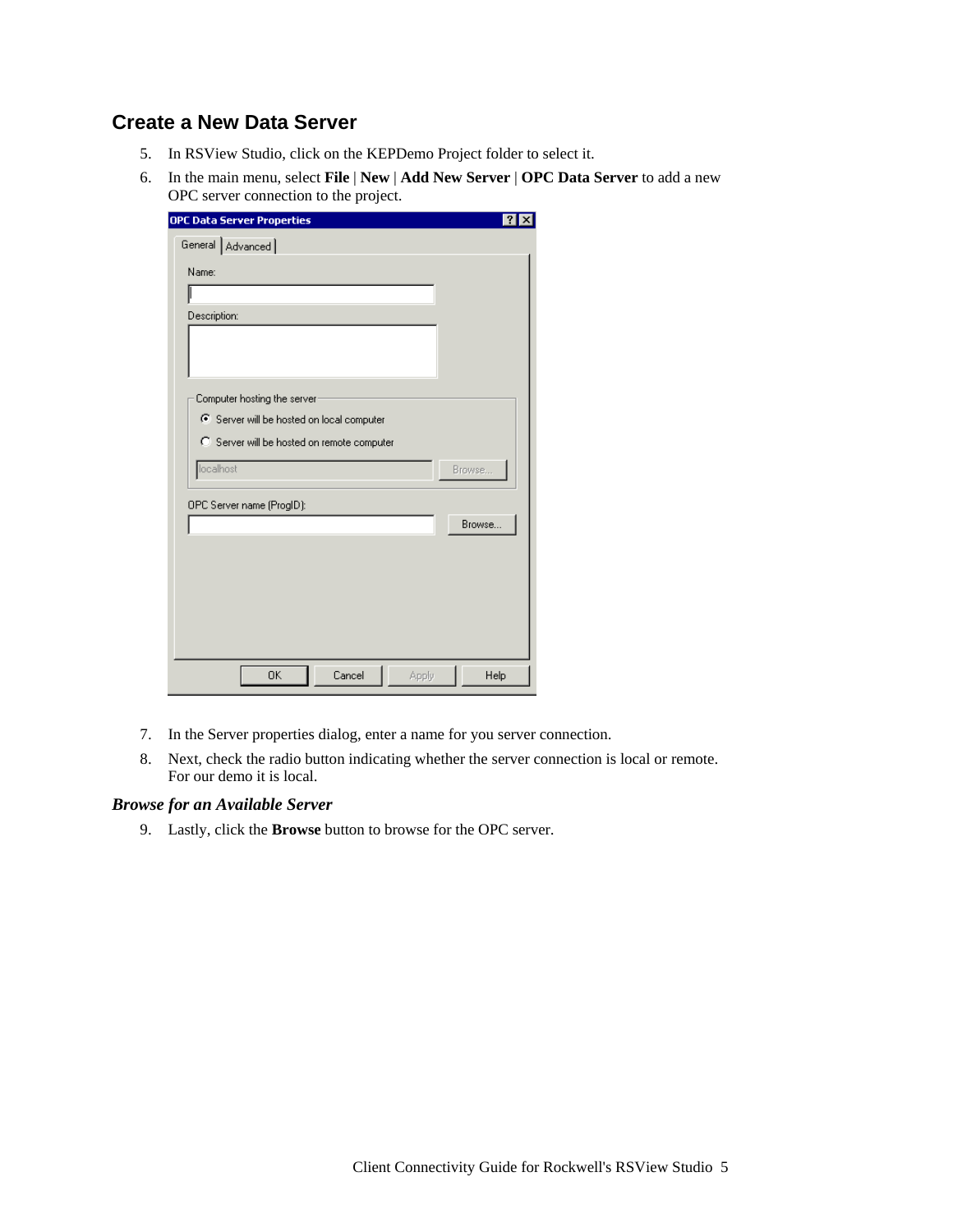## Create a New Data Server

5. In RSView Studio, click on the KEPDemo Project folder to select it.
6. In the main menu, select **File** | **New** | **Add New Server** | **OPC Data Server** to add a new OPC server connection to the project.

7. In the Server properties dialog, enter a name for you server connection.
8. Next, check the radio button indicating whether the server connection is local or remote. For our demo it is local.

### *Browse for an Available Server*

9. Lastly, click the **Browse** button to browse for the OPC server.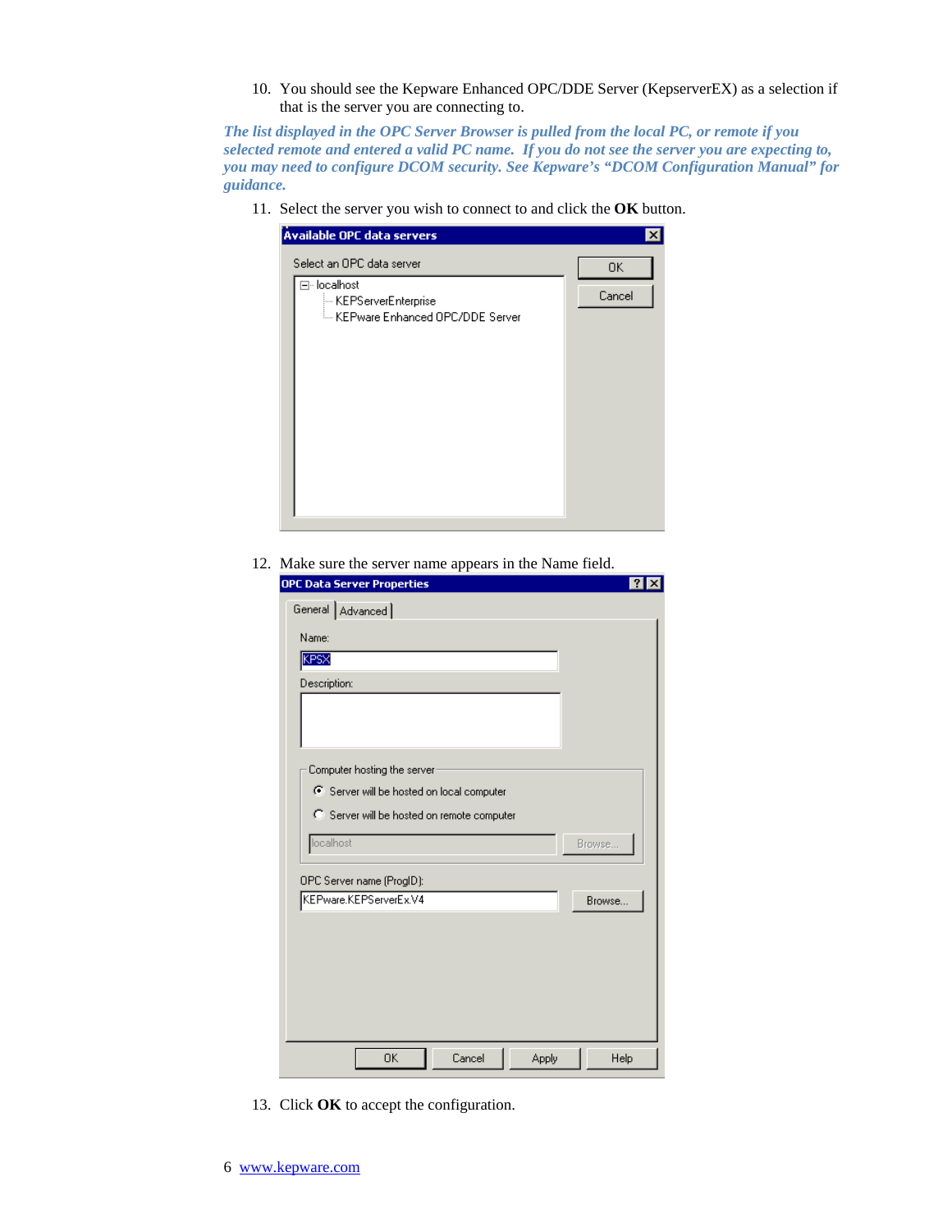10. You should see the Kepware Enhanced OPC/DDE Server (KepserverEX) as a selection if that is the server you are connecting to.

***The list displayed in the OPC Server Browser is pulled from the local PC, or remote if you selected remote and entered a valid PC name. If you do not see the server you are expecting to, you may need to configure DCOM security. See Kepware's "DCOM Configuration Manual" for guidance.***

11. Select the server you wish to connect to and click the **OK** button.

12. Make sure the server name appears in the Name field.

13. Click **OK** to accept the configuration.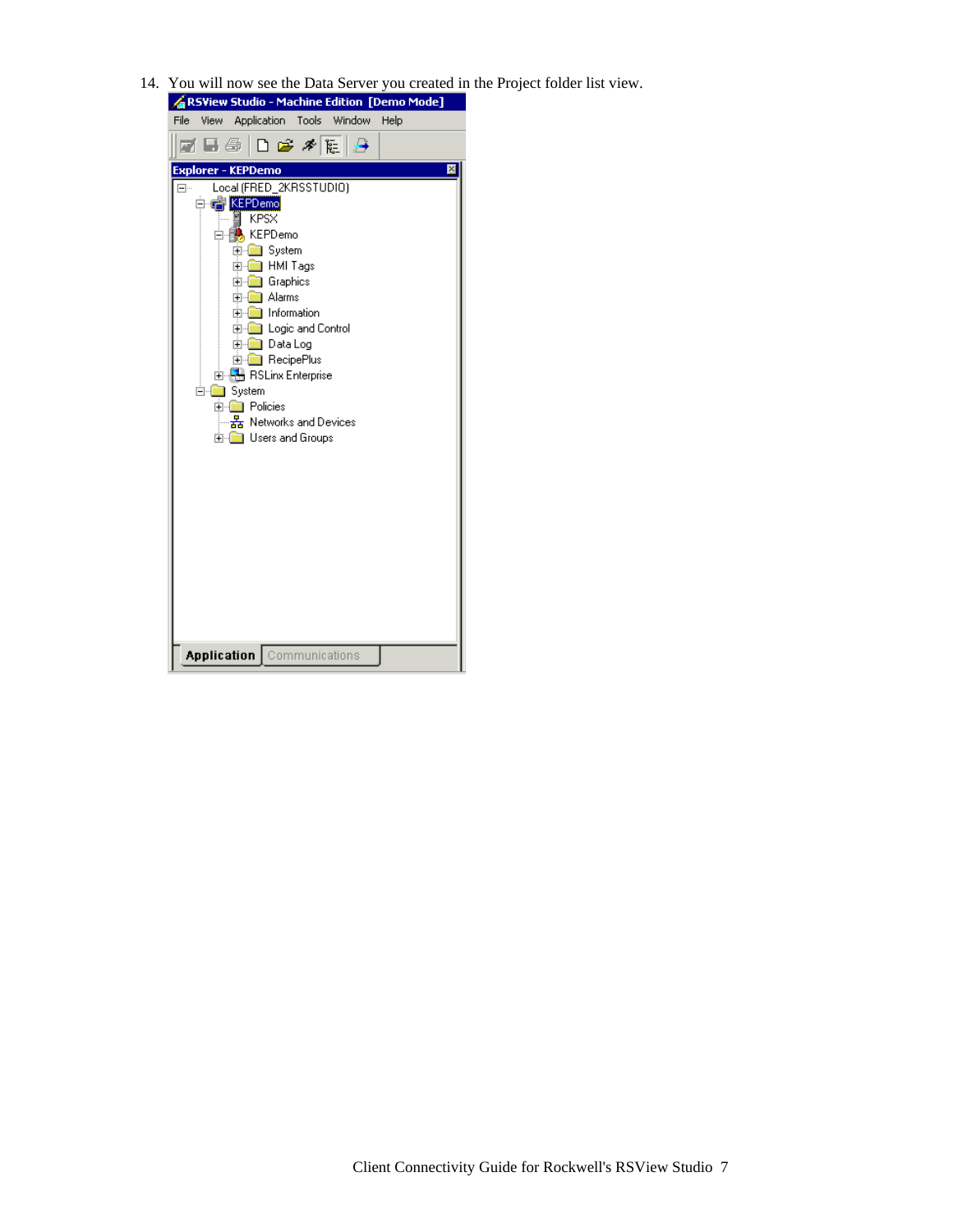14. You will now see the Data Server you created in the Project folder list view.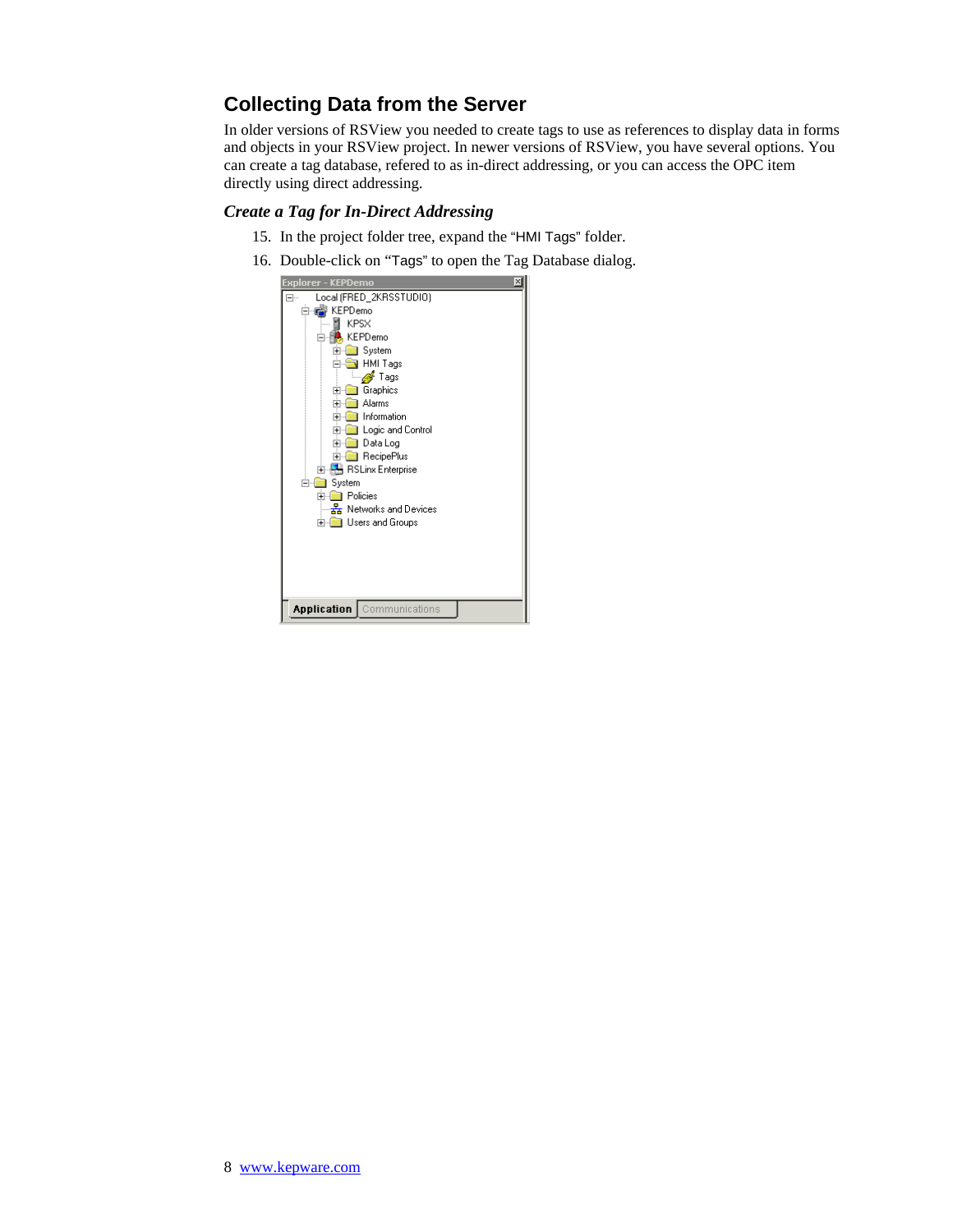## Collecting Data from the Server

In older versions of RSView you needed to create tags to use as references to display data in forms and objects in your RSView project. In newer versions of RSView, you have several options. You can create a tag database, refered to as in-direct addressing, or you can access the OPC item directly using direct addressing.

### *Create a Tag for In-Direct Addressing*

15. In the project folder tree, expand the "HMI Tags" folder.
16. Double-click on "Tags" to open the Tag Database dialog.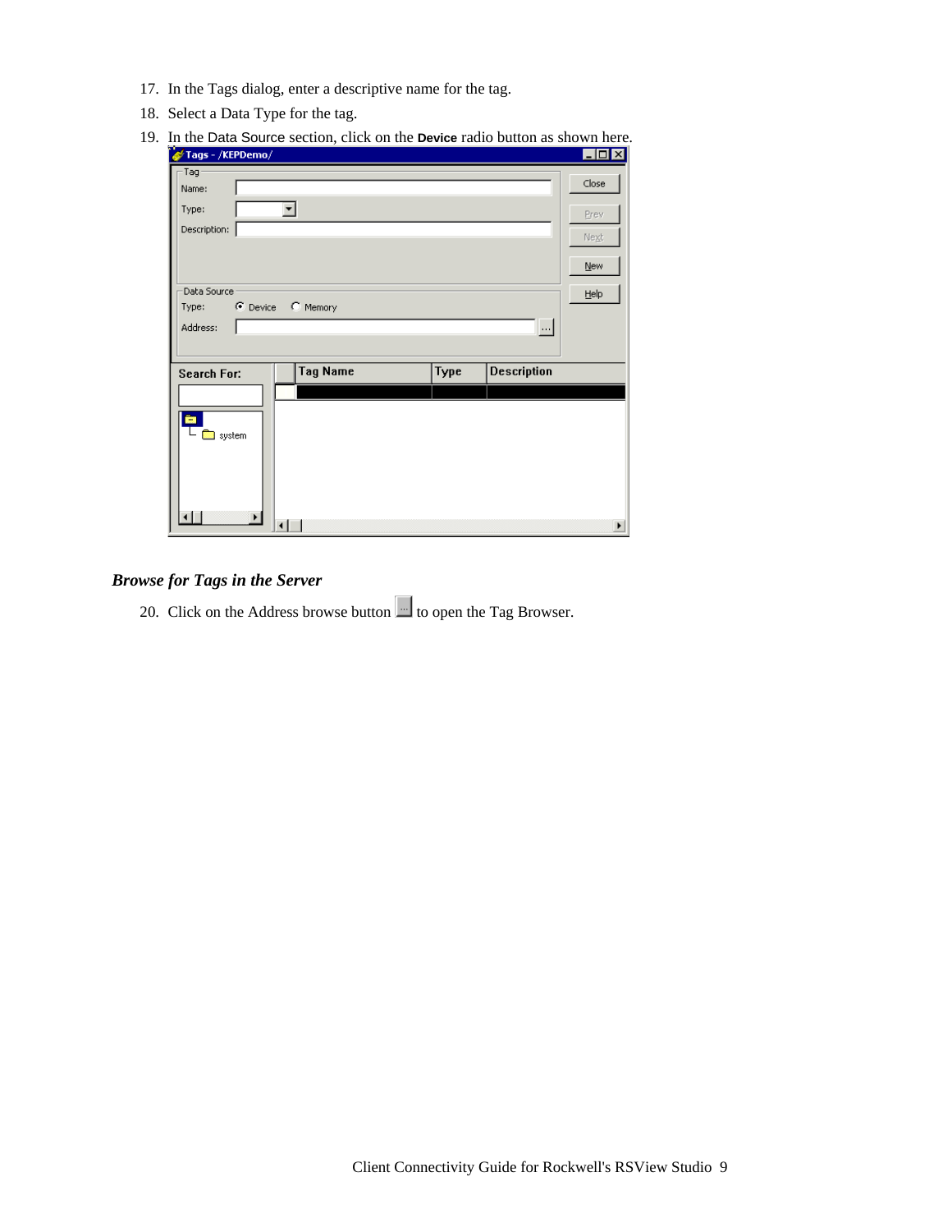17. In the Tags dialog, enter a descriptive name for the tag.
18. Select a Data Type for the tag.
19. In the Data Source section, click on the **Device** radio button as shown here.

### *Browse for Tags in the Server*

20. Click on the Address browse button to open the Tag Browser.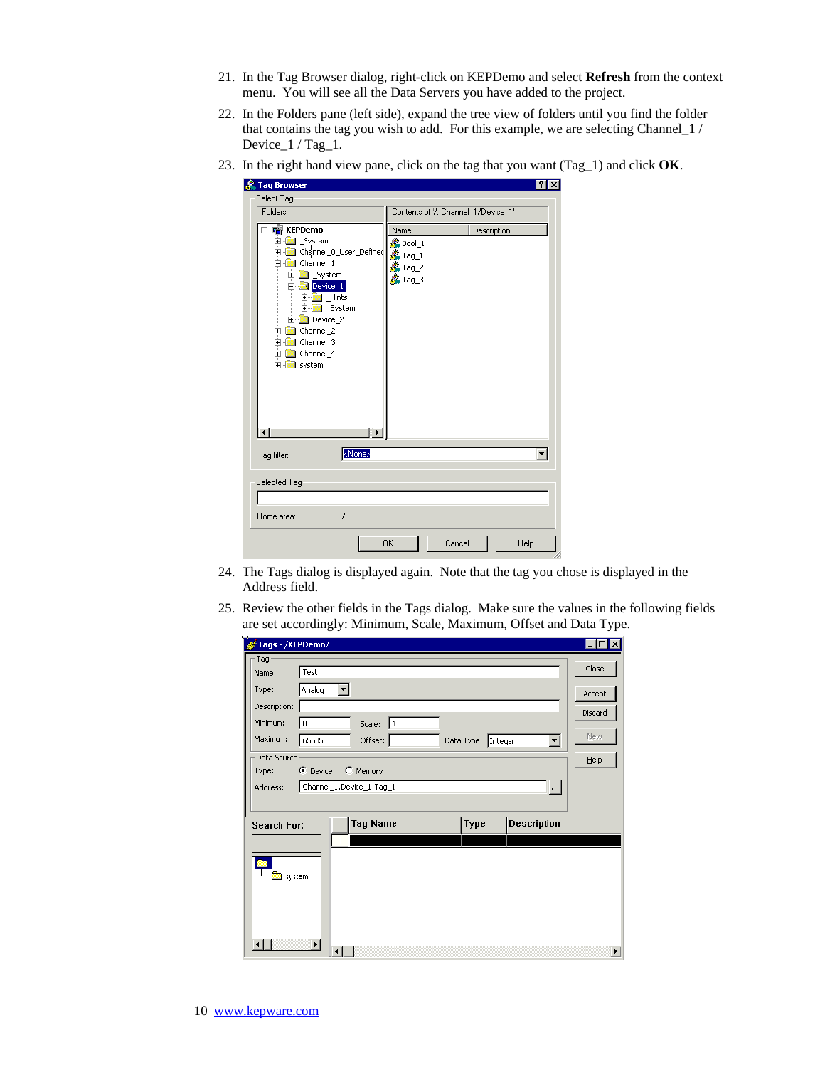21. In the Tag Browser dialog, right-click on KEPDemo and select **Refresh** from the context menu. You will see all the Data Servers you have added to the project.

22. In the Folders pane (left side), expand the tree view of folders until you find the folder that contains the tag you wish to add. For this example, we are selecting Channel_1 / Device_1 / Tag_1.

23. In the right hand view pane, click on the tag that you want (Tag_1) and click **OK**.

24. The Tags dialog is displayed again. Note that the tag you chose is displayed in the Address field.

25. Review the other fields in the Tags dialog. Make sure the values in the following fields are set accordingly: Minimum, Scale, Maximum, Offset and Data Type.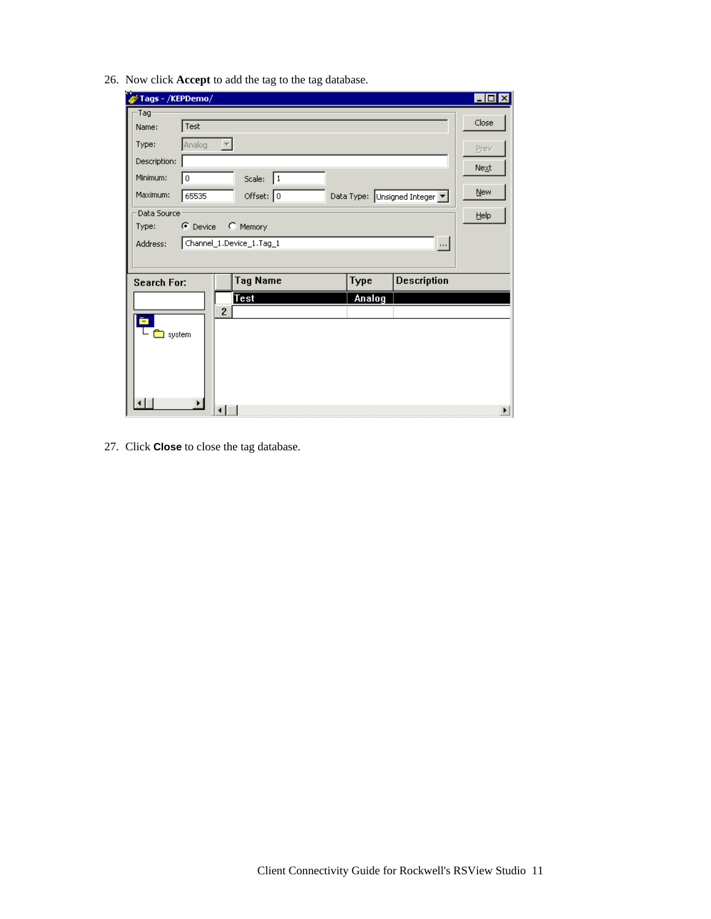26. Now click **Accept** to add the tag to the tag database.

27. Click **Close** to close the tag database.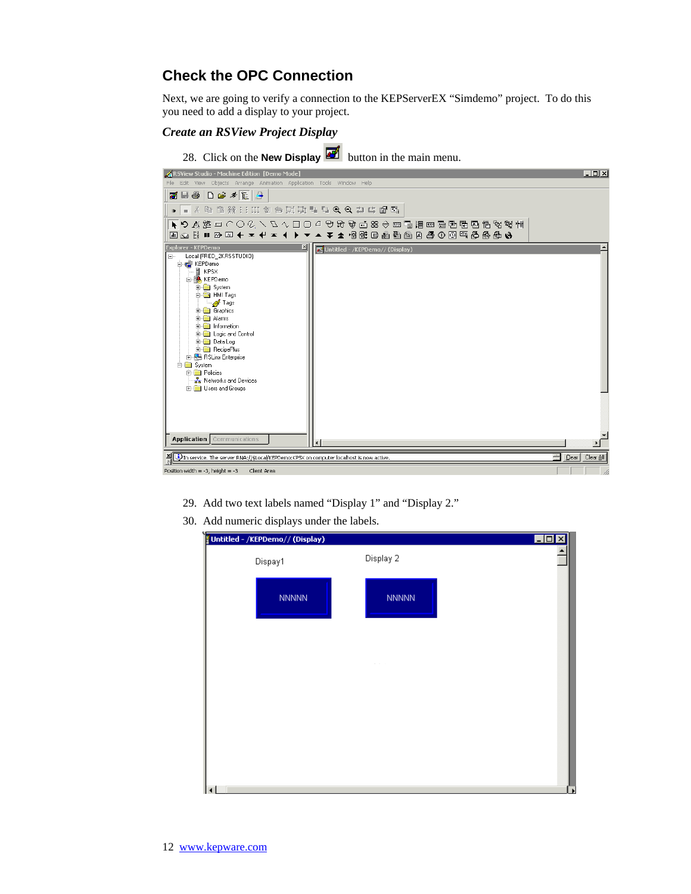## Check the OPC Connection

Next, we are going to verify a connection to the KEPServerEX "Simdemo" project. To do this you need to add a display to your project.

### *Create an RSView Project Display*

28. Click on the **New Display** button in the main menu.

29. Add two text labels named "Display 1" and "Display 2."
30. Add numeric displays under the labels.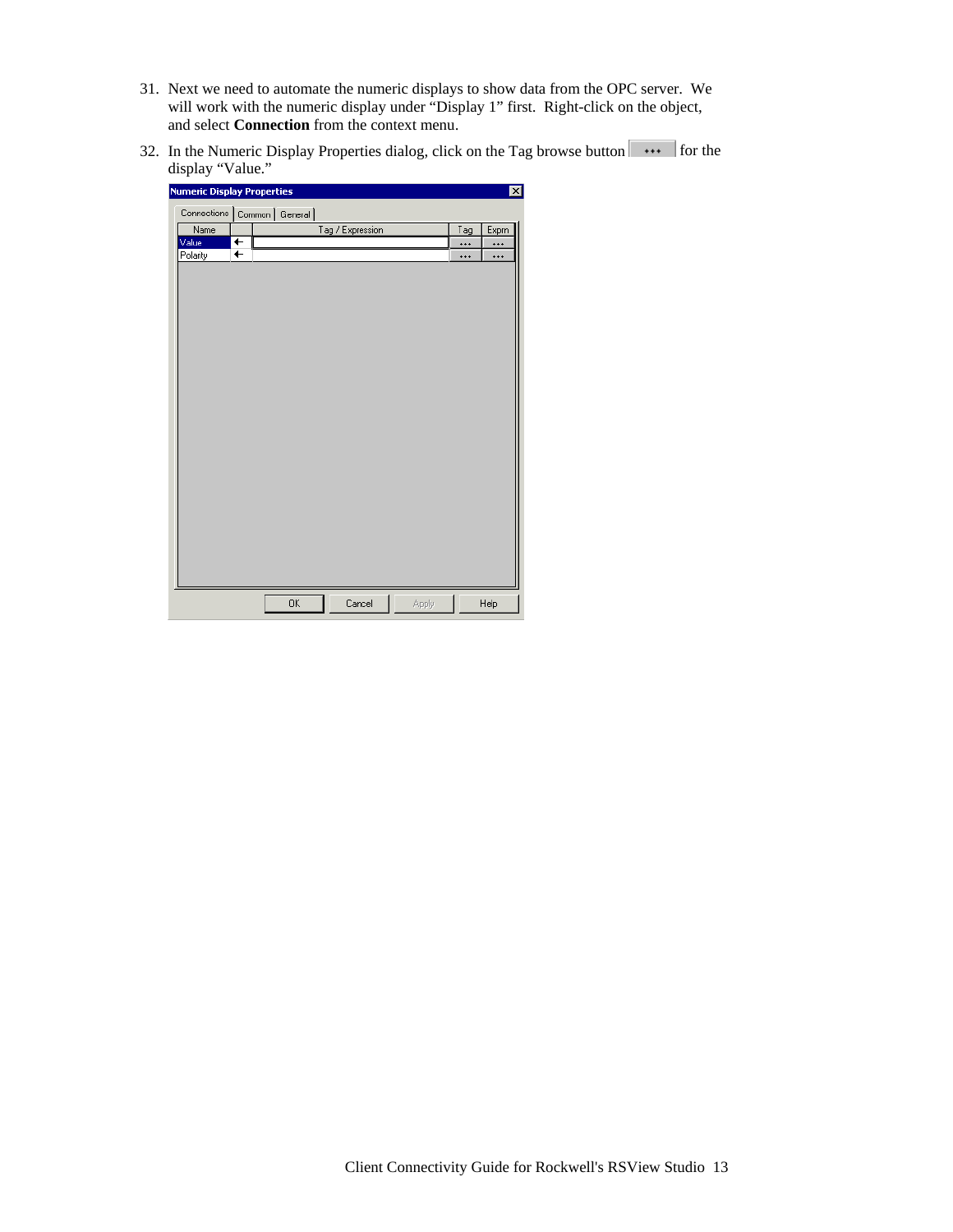31. Next we need to automate the numeric displays to show data from the OPC server. We will work with the numeric display under "Display 1" first. Right-click on the object, and select **Connection** from the context menu.

32. In the Numeric Display Properties dialog, click on the Tag browse button for the display "Value."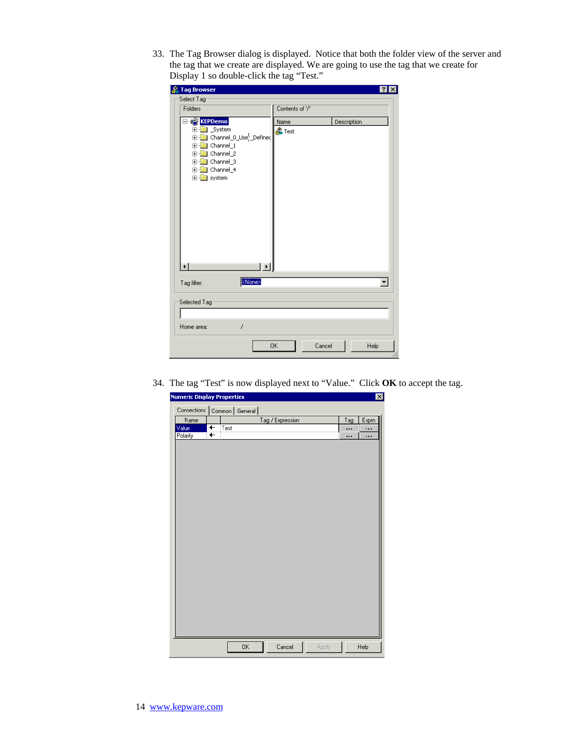33. The Tag Browser dialog is displayed. Notice that both the folder view of the server and the tag that we create are displayed. We are going to use the tag that we create for Display 1 so double-click the tag "Test."

34. The tag "Test" is now displayed next to "Value." Click **OK** to accept the tag.

[www.kepware.com](http://www.kepware.com)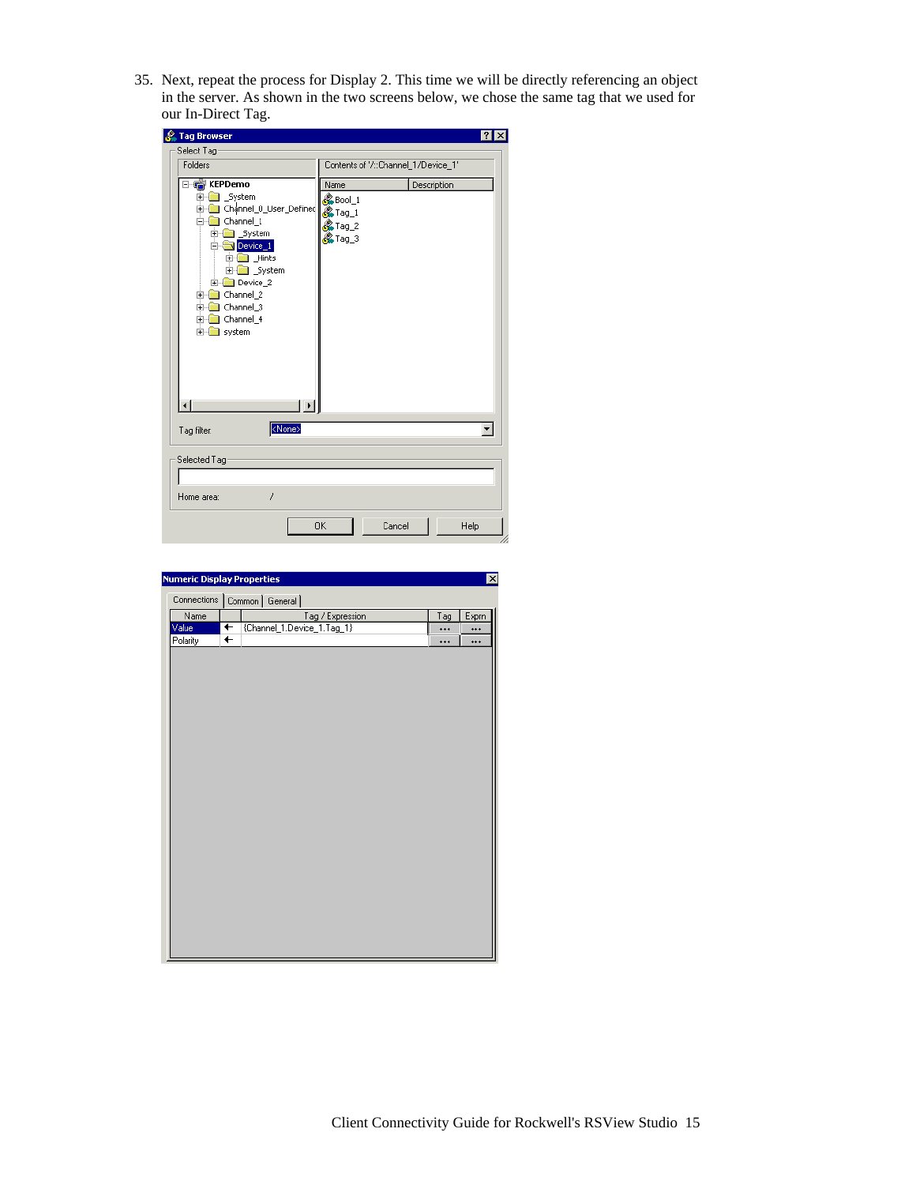35. Next, repeat the process for Display 2. This time we will be directly referencing an object in the server. As shown in the two screens below, we chose the same tag that we used for our In-Direct Tag.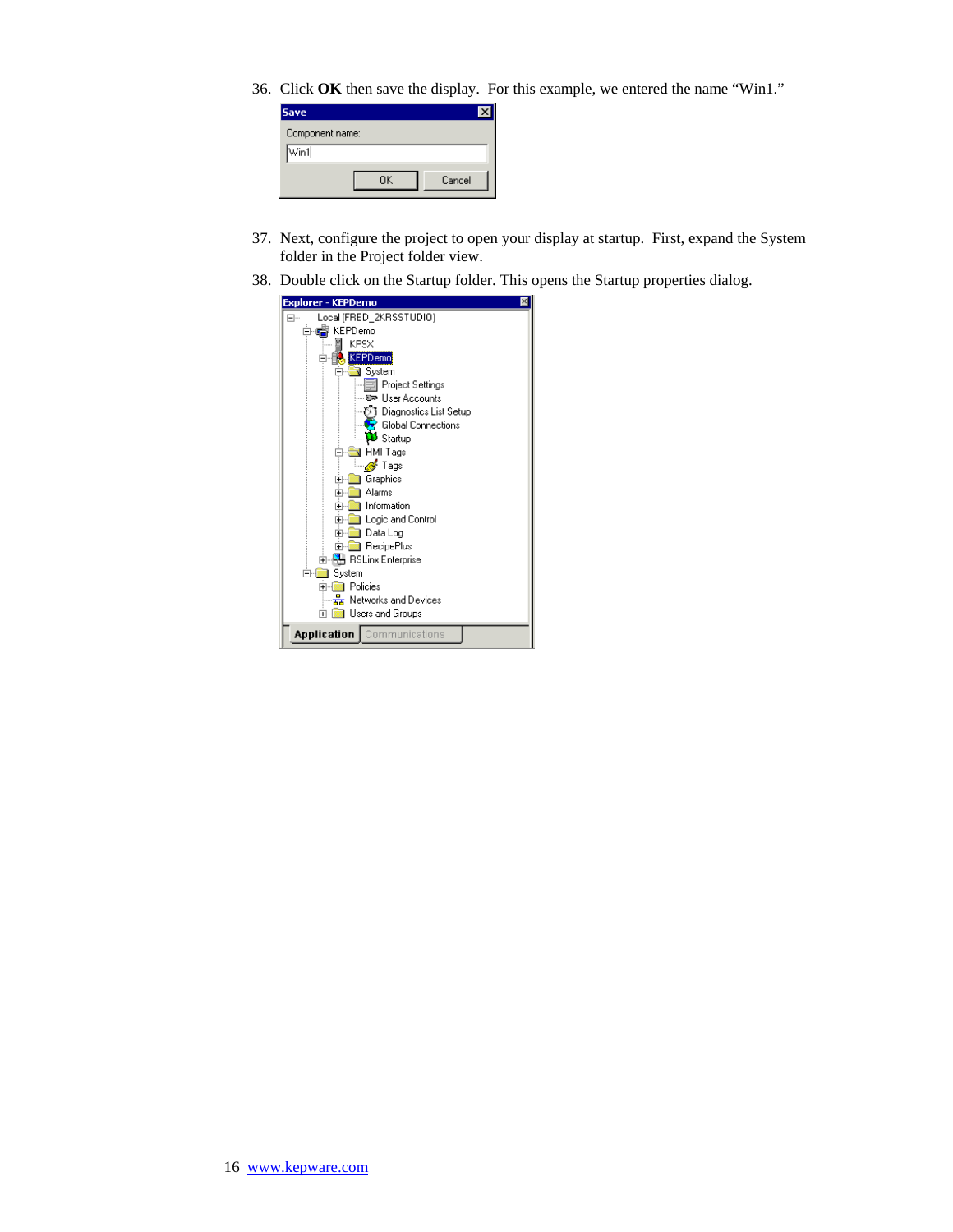36. Click **OK** then save the display. For this example, we entered the name "Win1."

37. Next, configure the project to open your display at startup. First, expand the System folder in the Project folder view.

38. Double click on the Startup folder. This opens the Startup properties dialog.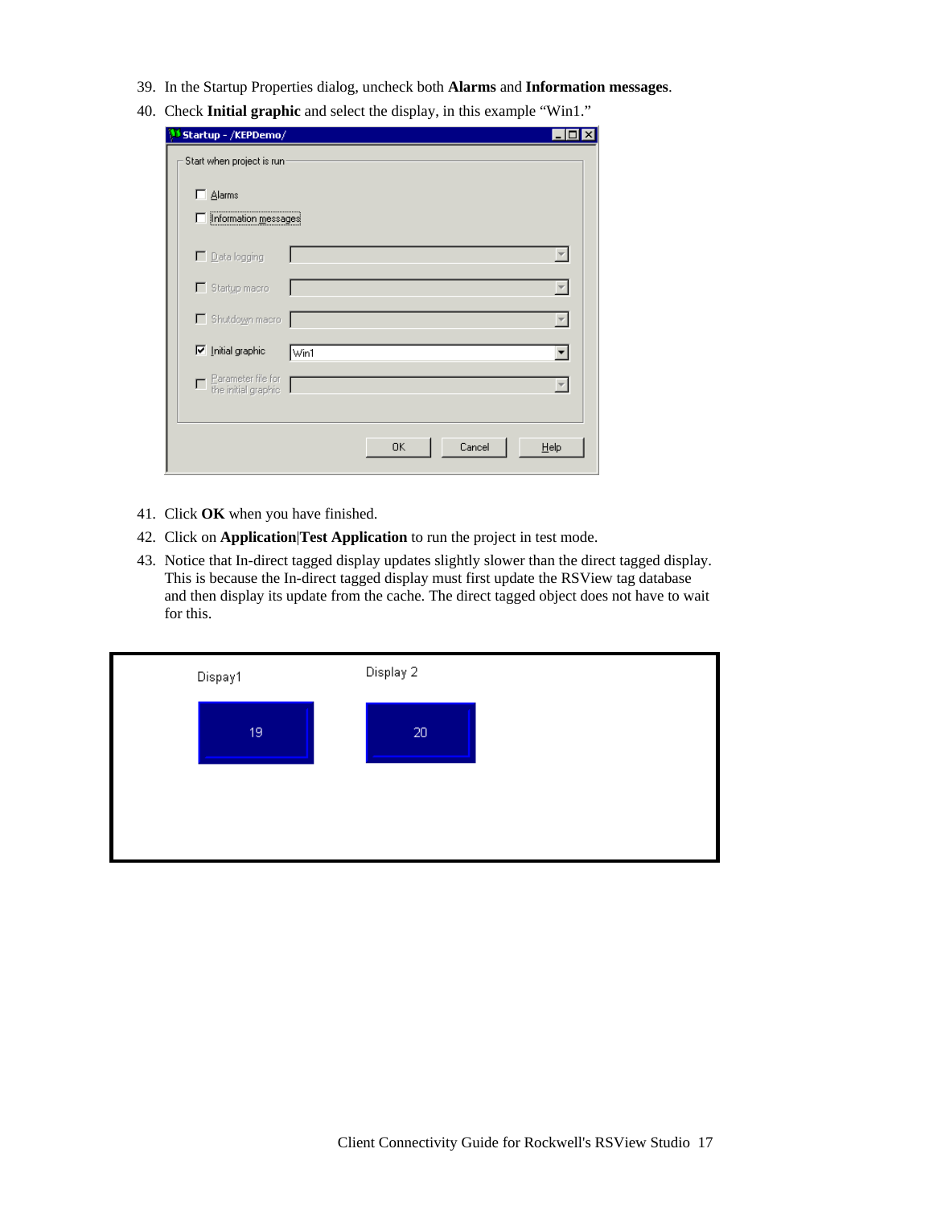39. In the Startup Properties dialog, uncheck both **Alarms** and **Information messages**.
40. Check **Initial graphic** and select the display, in this example “Win1.”
41. Click **OK** when you have finished.
42. Click on **Application|Test Application** to run the project in test mode.
43. Notice that In-direct tagged display updates slightly slower than the direct tagged display. This is because the In-direct tagged display must first update the RSView tag database and then display its update from the cache. The direct tagged object does not have to wait for this.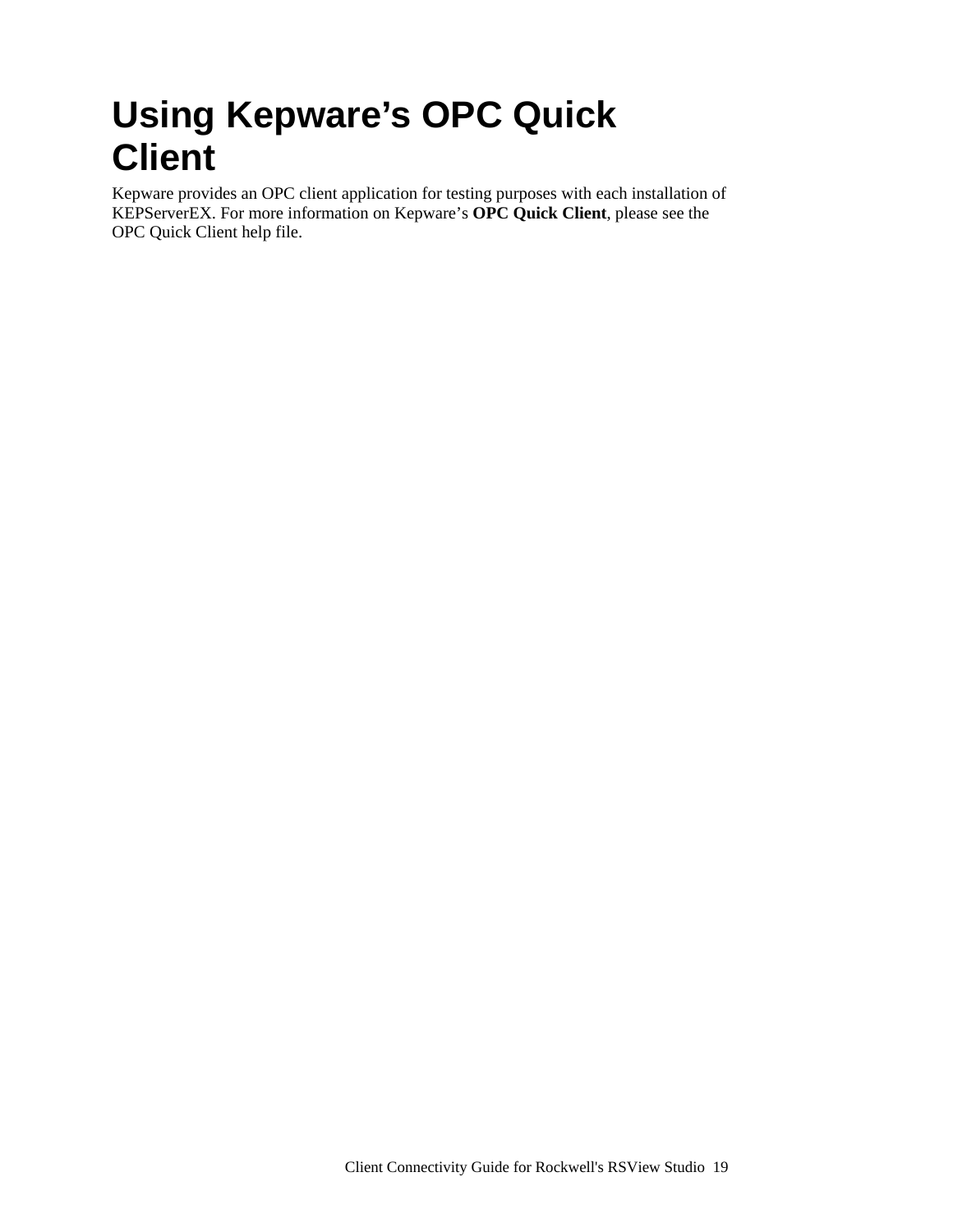# Using Kepware's OPC Quick Client

Kepware provides an OPC client application for testing purposes with each installation of KEPServerEX. For more information on Kepware's **OPC Quick Client**, please see the OPC Quick Client help file.